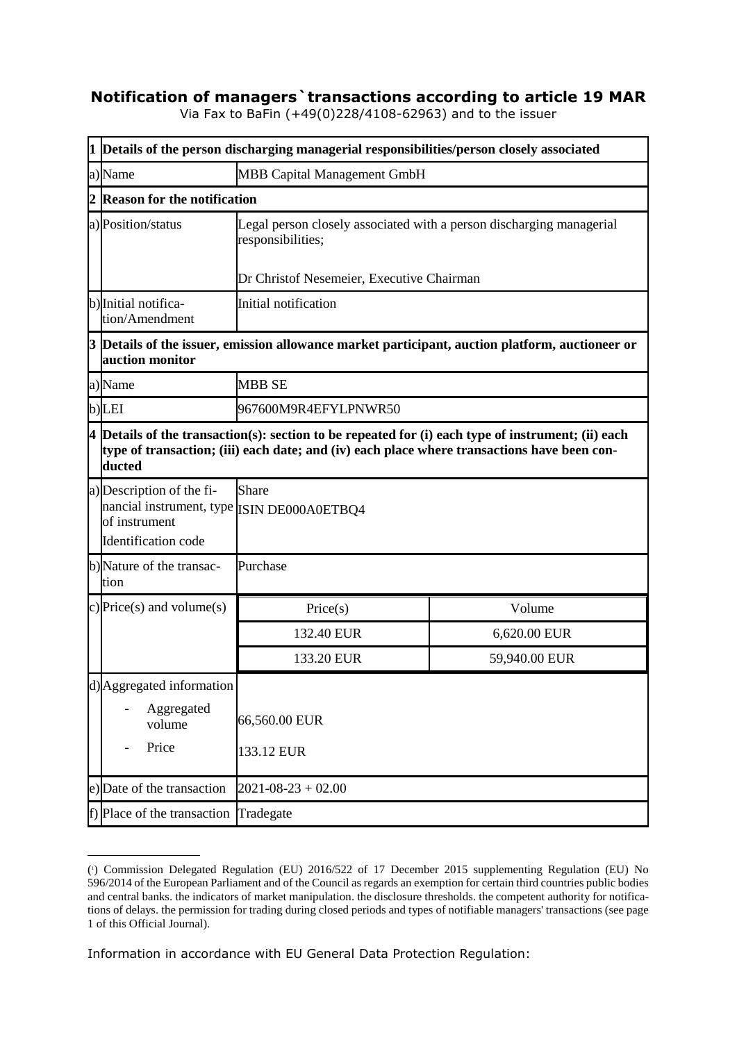# Notification of managers`transactions according to article 19 MAR

Via Fax to BaFin (+49(0)228/4108-62963) and to the issuer

| | | | |
|---|---|---|---|
| **1** | **Details of the person discharging managerial responsibilities/person closely associated** | | |
| a) | Name | MBB Capital Management GmbH | |
| **2** | **Reason for the notification** | | |
| a) | Position/status | Legal person closely associated with a person discharging managerial responsibilities;<br><br>Dr Christof Nesemeier, Executive Chairman | |
| b) | Initial notification/Amendment | Initial notification | |
| **3** | **Details of the issuer, emission allowance market participant, auction platform, auctioneer or auction monitor** | | |
| a) | Name | MBB SE | |
| b) | LEI | 967600M9R4EFYLPNWR50 | |
| **4** | **Details of the transaction(s): section to be repeated for (i) each type of instrument; (ii) each type of transaction; (iii) each date; and (iv) each place where transactions have been conducted** | | |
| a) | Description of the financial instrument, type of instrument<br>Identification code | Share<br>ISIN DE000A0ETBQ4 | |
| b) | Nature of the transaction | Purchase | |
| c) | Price(s) and volume(s) | Price(s) | Volume |
| | | 132.40 EUR | 6,620.00 EUR |
| | | 133.20 EUR | 59,940.00 EUR |
| d) | Aggregated information<br>- Aggregated volume<br>- Price | 66,560.00 EUR<br>133.12 EUR | |
| e) | Date of the transaction | 2021-08-23 + 02.00 | |
| f) | Place of the transaction | Tradegate | |

(1) Commission Delegated Regulation (EU) 2016/522 of 17 December 2015 supplementing Regulation (EU) No 596/2014 of the European Parliament and of the Council as regards an exemption for certain third countries public bodies and central banks. the indicators of market manipulation. the disclosure thresholds. the competent authority for notifications of delays. the permission for trading during closed periods and types of notifiable managers' transactions (see page 1 of this Official Journal).

Information in accordance with EU General Data Protection Regulation: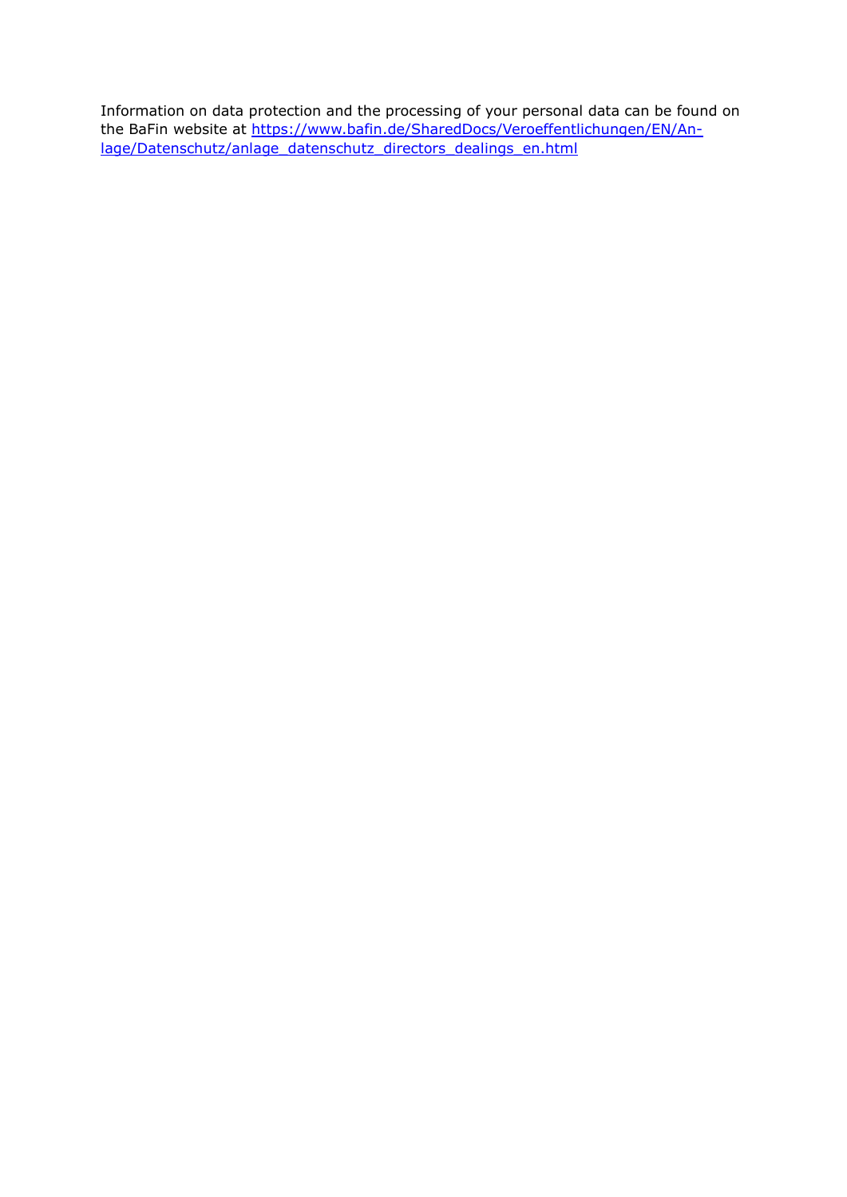Information on data protection and the processing of your personal data can be found on the BaFin website at https://www.bafin.de/SharedDocs/Veroeffentlichungen/EN/Anlage/Datenschutz/anlage_datenschutz_directors_dealings_en.html